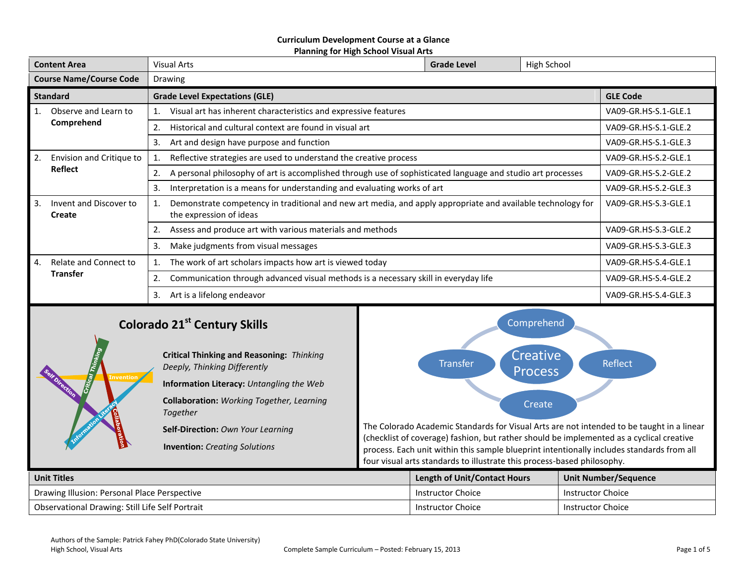**Curriculum Development Course at a Glance**
**Planning for High School Visual Arts**

| Content Area | Visual Arts | Grade Level | High School |
|---|---|---|---|
| Course Name/Course Code | Drawing | | |

| Standard | Grade Level Expectations (GLE) | GLE Code |
|---|---|---|
| 1. Observe and Learn to **Comprehend** | 1. Visual art has inherent characteristics and expressive features | VA09-GR.HS-S.1-GLE.1 |
| | 2. Historical and cultural context are found in visual art | VA09-GR.HS-S.1-GLE.2 |
| | 3. Art and design have purpose and function | VA09-GR.HS-S.1-GLE.3 |
| 2. Envision and Critique to **Reflect** | 1. Reflective strategies are used to understand the creative process | VA09-GR.HS-S.2-GLE.1 |
| | 2. A personal philosophy of art is accomplished through use of sophisticated language and studio art processes | VA09-GR.HS-S.2-GLE.2 |
| | 3. Interpretation is a means for understanding and evaluating works of art | VA09-GR.HS-S.2-GLE.3 |
| 3. Invent and Discover to **Create** | 1. Demonstrate competency in traditional and new art media, and apply appropriate and available technology for the expression of ideas | VA09-GR.HS-S.3-GLE.1 |
| | 2. Assess and produce art with various materials and methods | VA09-GR.HS-S.3-GLE.2 |
| | 3. Make judgments from visual messages | VA09-GR.HS-S.3-GLE.3 |
| 4. Relate and Connect to **Transfer** | 1. The work of art scholars impacts how art is viewed today | VA09-GR.HS-S.4-GLE.1 |
| | 2. Communication through advanced visual methods is a necessary skill in everyday life | VA09-GR.HS-S.4-GLE.2 |
| | 3. Art is a lifelong endeavor | VA09-GR.HS-S.4-GLE.3 |

## Colorado 21st Century Skills

**Critical Thinking and Reasoning:** *Thinking Deeply, Thinking Differently*

**Information Literacy:** *Untangling the Web*

**Collaboration:** *Working Together, Learning Together*

**Self-Direction:** *Own Your Learning*

**Invention:** *Creating Solutions*

Comprehend — Reflect — Create — Transfer — Creative Process

The Colorado Academic Standards for Visual Arts are not intended to be taught in a linear (checklist of coverage) fashion, but rather should be implemented as a cyclical creative process. Each unit within this sample blueprint intentionally includes standards from all four visual arts standards to illustrate this process-based philosophy.

| Unit Titles | Length of Unit/Contact Hours | Unit Number/Sequence |
|---|---|---|
| Drawing Illusion: Personal Place Perspective | Instructor Choice | Instructor Choice |
| Observational Drawing: Still Life Self Portrait | Instructor Choice | Instructor Choice |

Authors of the Sample: Patrick Fahey PhD(Colorado State University)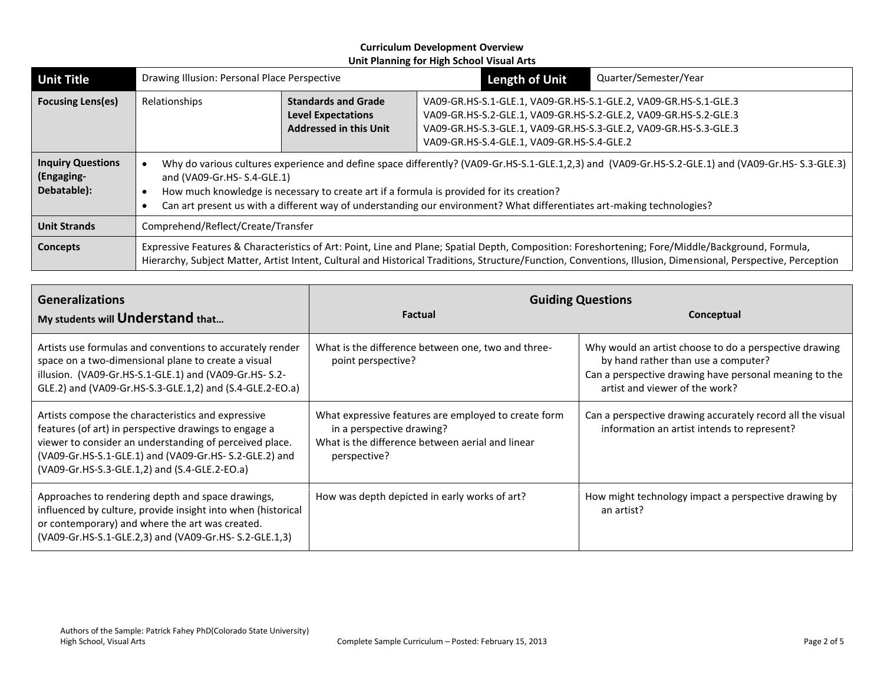**Curriculum Development Overview**
**Unit Planning for High School Visual Arts**

| **Unit Title** | Drawing Illusion: Personal Place Perspective | | **Length of Unit** | Quarter/Semester/Year |
|---|---|---|---|---|
| **Focusing Lens(es)** | Relationships | **Standards and Grade Level Expectations Addressed in this Unit** | VA09-GR.HS-S.1-GLE.1, VA09-GR.HS-S.1-GLE.2, VA09-GR.HS-S.1-GLE.3<br>VA09-GR.HS-S.2-GLE.1, VA09-GR.HS-S.2-GLE.2, VA09-GR.HS-S.2-GLE.3<br>VA09-GR.HS-S.3-GLE.1, VA09-GR.HS-S.3-GLE.2, VA09-GR.HS-S.3-GLE.3<br>VA09-GR.HS-S.4-GLE.1, VA09-GR.HS-S.4-GLE.2 | |
| **Inquiry Questions (Engaging-Debatable):** | • Why do various cultures experience and define space differently? (VA09-Gr.HS-S.1-GLE.1,2,3) and (VA09-Gr.HS-S.2-GLE.1) and (VA09-Gr.HS- S.3-GLE.3) and (VA09-Gr.HS- S.4-GLE.1)<br>• How much knowledge is necessary to create art if a formula is provided for its creation?<br>• Can art present us with a different way of understanding our environment? What differentiates art-making technologies? | | | |
| **Unit Strands** | Comprehend/Reflect/Create/Transfer | | | |
| **Concepts** | Expressive Features & Characteristics of Art: Point, Line and Plane; Spatial Depth, Composition: Foreshortening; Fore/Middle/Background, Formula, Hierarchy, Subject Matter, Artist Intent, Cultural and Historical Traditions, Structure/Function, Conventions, Illusion, Dimensional, Perspective, Perception | | | |

| **Generalizations**<br>**My students will Understand that…** | **Guiding Questions**<br>**Factual** | **Conceptual** |
|---|---|---|
| Artists use formulas and conventions to accurately render space on a two-dimensional plane to create a visual illusion. (VA09-Gr.HS-S.1-GLE.1) and (VA09-Gr.HS- S.2-GLE.2) and (VA09-Gr.HS-S.3-GLE.1,2) and (S.4-GLE.2-EO.a) | What is the difference between one, two and three-point perspective? | Why would an artist choose to do a perspective drawing by hand rather than use a computer?<br>Can a perspective drawing have personal meaning to the artist and viewer of the work? |
| Artists compose the characteristics and expressive features (of art) in perspective drawings to engage a viewer to consider an understanding of perceived place. (VA09-Gr.HS-S.1-GLE.1) and (VA09-Gr.HS- S.2-GLE.2) and (VA09-Gr.HS-S.3-GLE.1,2) and (S.4-GLE.2-EO.a) | What expressive features are employed to create form in a perspective drawing?<br>What is the difference between aerial and linear perspective? | Can a perspective drawing accurately record all the visual information an artist intends to represent? |
| Approaches to rendering depth and space drawings, influenced by culture, provide insight into when (historical or contemporary) and where the art was created. (VA09-Gr.HS-S.1-GLE.2,3) and (VA09-Gr.HS- S.2-GLE.1,3) | How was depth depicted in early works of art? | How might technology impact a perspective drawing by an artist? |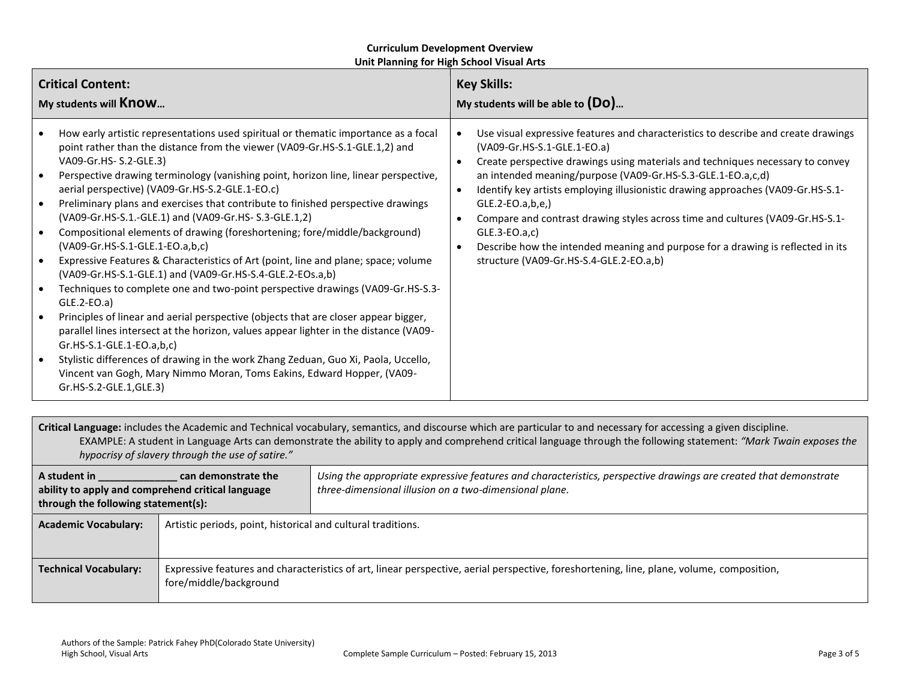**Curriculum Development Overview**
**Unit Planning for High School Visual Arts**

| **Critical Content:**<br>**My students will Know…** | **Key Skills:**<br>**My students will be able to (Do)…** |
|---|---|
| • How early artistic representations used spiritual or thematic importance as a focal point rather than the distance from the viewer (VA09-Gr.HS-S.1-GLE.1,2) and VA09-Gr.HS- S.2-GLE.3)<br>• Perspective drawing terminology (vanishing point, horizon line, linear perspective, aerial perspective) (VA09-Gr.HS-S.2-GLE.1-EO.c)<br>• Preliminary plans and exercises that contribute to finished perspective drawings (VA09-Gr.HS-S.1.-GLE.1) and (VA09-Gr.HS- S.3-GLE.1,2)<br>• Compositional elements of drawing (foreshortening; fore/middle/background) (VA09-Gr.HS-S.1-GLE.1-EO.a,b,c)<br>• Expressive Features & Characteristics of Art (point, line and plane; space; volume (VA09-Gr.HS-S.1-GLE.1) and (VA09-Gr.HS-S.4-GLE.2-EOs.a,b)<br>• Techniques to complete one and two-point perspective drawings (VA09-Gr.HS-S.3-GLE.2-EO.a)<br>• Principles of linear and aerial perspective (objects that are closer appear bigger, parallel lines intersect at the horizon, values appear lighter in the distance (VA09-Gr.HS-S.1-GLE.1-EO.a,b,c)<br>• Stylistic differences of drawing in the work Zhang Zeduan, Guo Xi, Paola, Uccello, Vincent van Gogh, Mary Nimmo Moran, Toms Eakins, Edward Hopper, (VA09-Gr.HS-S.2-GLE.1,GLE.3) | • Use visual expressive features and characteristics to describe and create drawings (VA09-Gr.HS-S.1-GLE.1-EO.a)<br>• Create perspective drawings using materials and techniques necessary to convey an intended meaning/purpose (VA09-Gr.HS-S.3-GLE.1-EO.a,c,d)<br>• Identify key artists employing illusionistic drawing approaches (VA09-Gr.HS-S.1-GLE.2-EO.a,b,e,)<br>• Compare and contrast drawing styles across time and cultures (VA09-Gr.HS-S.1-GLE.3-EO.a,c)<br>• Describe how the intended meaning and purpose for a drawing is reflected in its structure (VA09-Gr.HS-S.4-GLE.2-EO.a,b) |

**Critical Language:** includes the Academic and Technical vocabulary, semantics, and discourse which are particular to and necessary for accessing a given discipline.
EXAMPLE: A student in Language Arts can demonstrate the ability to apply and comprehend critical language through the following statement: *"Mark Twain exposes the hypocrisy of slavery through the use of satire."*

| **A student in ______________ can demonstrate the ability to apply and comprehend critical language through the following statement(s):** | *Using the appropriate expressive features and characteristics, perspective drawings are created that demonstrate three-dimensional illusion on a two-dimensional plane.* |
|---|---|
| **Academic Vocabulary:** | Artistic periods, point, historical and cultural traditions. |
| **Technical Vocabulary:** | Expressive features and characteristics of art, linear perspective, aerial perspective, foreshortening, line, plane, volume, composition, fore/middle/background |

Authors of the Sample: Patrick Fahey PhD(Colorado State University)
High School, Visual Arts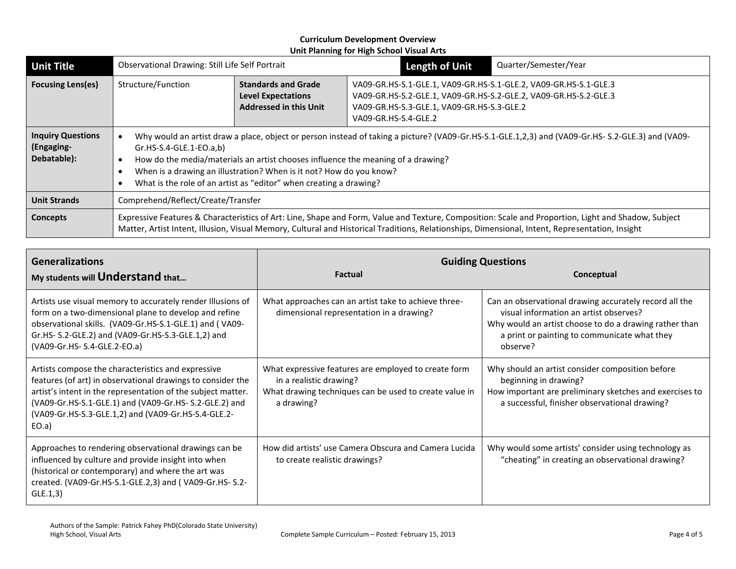**Curriculum Development Overview**
**Unit Planning for High School Visual Arts**

| **Unit Title** | Observational Drawing: Still Life Self Portrait | | **Length of Unit** | Quarter/Semester/Year |
|---|---|---|---|---|
| **Focusing Lens(es)** | Structure/Function | **Standards and Grade Level Expectations Addressed in this Unit** | VA09-GR.HS-S.1-GLE.1, VA09-GR.HS-S.1-GLE.2, VA09-GR.HS-S.1-GLE.3<br>VA09-GR.HS-S.2-GLE.1, VA09-GR.HS-S.2-GLE.2, VA09-GR.HS-S.2-GLE.3<br>VA09-GR.HS-S.3-GLE.1, VA09-GR.HS-S.3-GLE.2<br>VA09-GR.HS-S.4-GLE.2 | |
| **Inquiry Questions (Engaging-Debatable):** | • Why would an artist draw a place, object or person instead of taking a picture? (VA09-Gr.HS-S.1-GLE.1,2,3) and (VA09-Gr.HS- S.2-GLE.3) and (VA09-Gr.HS-S.4-GLE.1-EO.a,b)<br>• How do the media/materials an artist chooses influence the meaning of a drawing?<br>• When is a drawing an illustration? When is it not? How do you know?<br>• What is the role of an artist as "editor" when creating a drawing? | | | |
| **Unit Strands** | Comprehend/Reflect/Create/Transfer | | | |
| **Concepts** | Expressive Features & Characteristics of Art: Line, Shape and Form, Value and Texture, Composition: Scale and Proportion, Light and Shadow, Subject Matter, Artist Intent, Illusion, Visual Memory, Cultural and Historical Traditions, Relationships, Dimensional, Intent, Representation, Insight | | | |

| **Generalizations**<br>**My students will Understand that…** | **Guiding Questions**<br>**Factual** | **Conceptual** |
|---|---|---|
| Artists use visual memory to accurately render Illusions of form on a two-dimensional plane to develop and refine observational skills. (VA09-Gr.HS-S.1-GLE.1) and ( VA09-Gr.HS- S.2-GLE.2) and (VA09-Gr.HS-S.3-GLE.1,2) and (VA09-Gr.HS- S.4-GLE.2-EO.a) | What approaches can an artist take to achieve three-dimensional representation in a drawing? | Can an observational drawing accurately record all the visual information an artist observes?<br>Why would an artist choose to do a drawing rather than a print or painting to communicate what they observe? |
| Artists compose the characteristics and expressive features (of art) in observational drawings to consider the artist's intent in the representation of the subject matter. (VA09-Gr.HS-S.1-GLE.1) and (VA09-Gr.HS- S.2-GLE.2) and (VA09-Gr.HS-S.3-GLE.1,2) and (VA09-Gr.HS-S.4-GLE.2-EO.a) | What expressive features are employed to create form in a realistic drawing?<br>What drawing techniques can be used to create value in a drawing? | Why should an artist consider composition before beginning in drawing?<br>How important are preliminary sketches and exercises to a successful, finisher observational drawing? |
| Approaches to rendering observational drawings can be influenced by culture and provide insight into when (historical or contemporary) and where the art was created. (VA09-Gr.HS-S.1-GLE.2,3) and ( VA09-Gr.HS- S.2-GLE.1,3) | How did artists' use Camera Obscura and Camera Lucida to create realistic drawings? | Why would some artists' consider using technology as "cheating" in creating an observational drawing? |

Authors of the Sample: Patrick Fahey PhD(Colorado State University)
High School, Visual Arts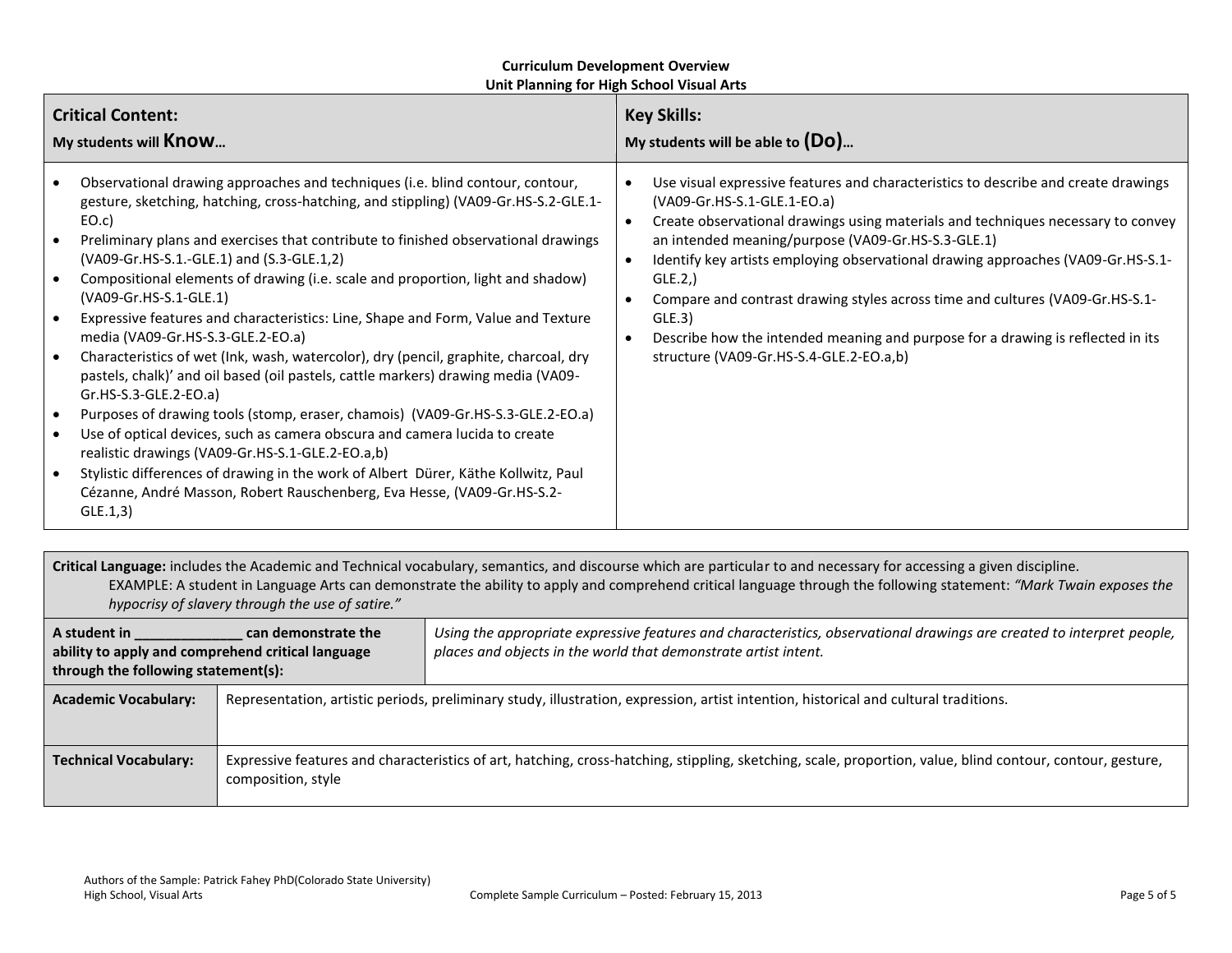**Curriculum Development Overview**
**Unit Planning for High School Visual Arts**

| **Critical Content:** My students will **Know…** | **Key Skills:** My students will be able to **(Do)…** |
|---|---|
| • Observational drawing approaches and techniques (i.e. blind contour, contour, gesture, sketching, hatching, cross-hatching, and stippling) (VA09-Gr.HS-S.2-GLE.1-EO.c)<br>• Preliminary plans and exercises that contribute to finished observational drawings (VA09-Gr.HS-S.1.-GLE.1) and (S.3-GLE.1,2)<br>• Compositional elements of drawing (i.e. scale and proportion, light and shadow) (VA09-Gr.HS-S.1-GLE.1)<br>• Expressive features and characteristics: Line, Shape and Form, Value and Texture media (VA09-Gr.HS-S.3-GLE.2-EO.a)<br>• Characteristics of wet (Ink, wash, watercolor), dry (pencil, graphite, charcoal, dry pastels, chalk)' and oil based (oil pastels, cattle markers) drawing media (VA09-Gr.HS-S.3-GLE.2-EO.a)<br>• Purposes of drawing tools (stomp, eraser, chamois) (VA09-Gr.HS-S.3-GLE.2-EO.a)<br>• Use of optical devices, such as camera obscura and camera lucida to create realistic drawings (VA09-Gr.HS-S.1-GLE.2-EO.a,b)<br>• Stylistic differences of drawing in the work of Albert Dürer, Käthe Kollwitz, Paul Cézanne, André Masson, Robert Rauschenberg, Eva Hesse, (VA09-Gr.HS-S.2-GLE.1,3) | • Use visual expressive features and characteristics to describe and create drawings (VA09-Gr.HS-S.1-GLE.1-EO.a)<br>• Create observational drawings using materials and techniques necessary to convey an intended meaning/purpose (VA09-Gr.HS-S.3-GLE.1)<br>• Identify key artists employing observational drawing approaches (VA09-Gr.HS-S.1-GLE.2,)<br>• Compare and contrast drawing styles across time and cultures (VA09-Gr.HS-S.1-GLE.3)<br>• Describe how the intended meaning and purpose for a drawing is reflected in its structure (VA09-Gr.HS-S.4-GLE.2-EO.a,b) |

**Critical Language:** includes the Academic and Technical vocabulary, semantics, and discourse which are particular to and necessary for accessing a given discipline.
EXAMPLE: A student in Language Arts can demonstrate the ability to apply and comprehend critical language through the following statement: *"Mark Twain exposes the hypocrisy of slavery through the use of satire."*

| | |
|---|---|
| **A student in ______________ can demonstrate the ability to apply and comprehend critical language through the following statement(s):** | *Using the appropriate expressive features and characteristics, observational drawings are created to interpret people, places and objects in the world that demonstrate artist intent.* |
| **Academic Vocabulary:** | Representation, artistic periods, preliminary study, illustration, expression, artist intention, historical and cultural traditions. |
| **Technical Vocabulary:** | Expressive features and characteristics of art, hatching, cross-hatching, stippling, sketching, scale, proportion, value, blind contour, contour, gesture, composition, style |

Authors of the Sample: Patrick Fahey PhD(Colorado State University)
High School, Visual Arts
Complete Sample Curriculum – Posted: February 15, 2013